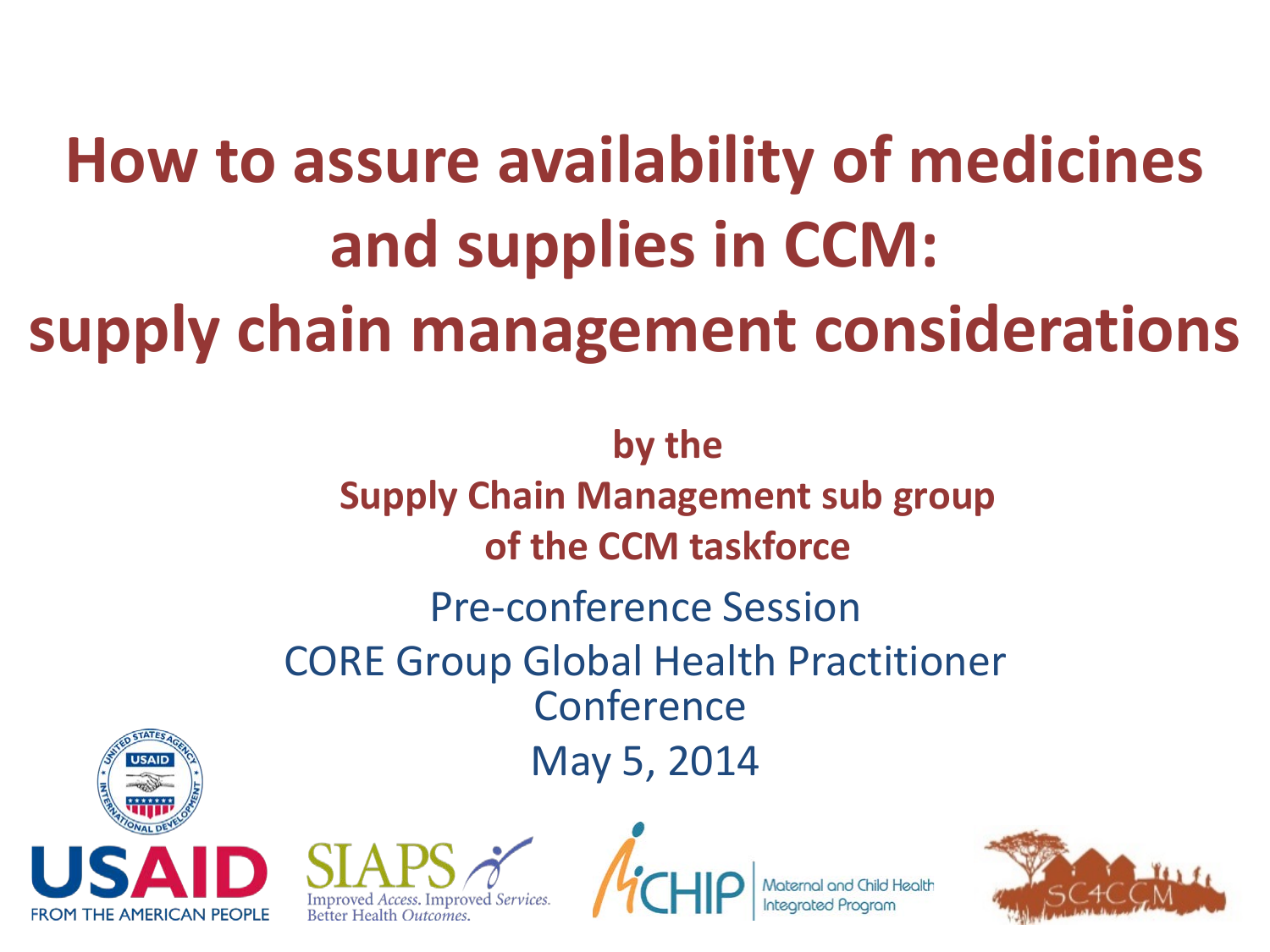# How to assure availability of medicines and supplies in CCM: supply chain management considerations

**by the**
**Supply Chain Management sub group of the CCM taskforce**

Pre-conference Session
CORE Group Global Health Practitioner Conference
May 5, 2014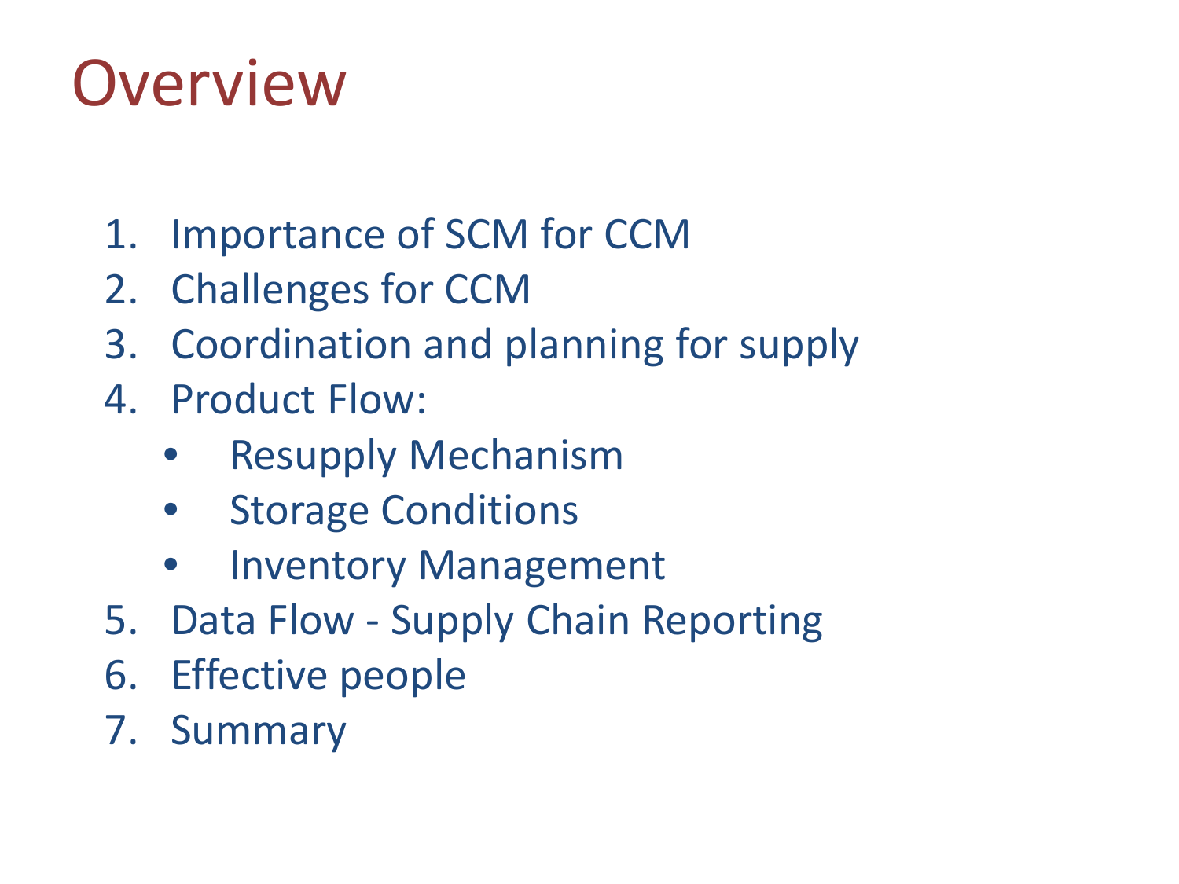# Overview

1. Importance of SCM for CCM
2. Challenges for CCM
3. Coordination and planning for supply
4. Product Flow:
   - Resupply Mechanism
   - Storage Conditions
   - Inventory Management
5. Data Flow - Supply Chain Reporting
6. Effective people
7. Summary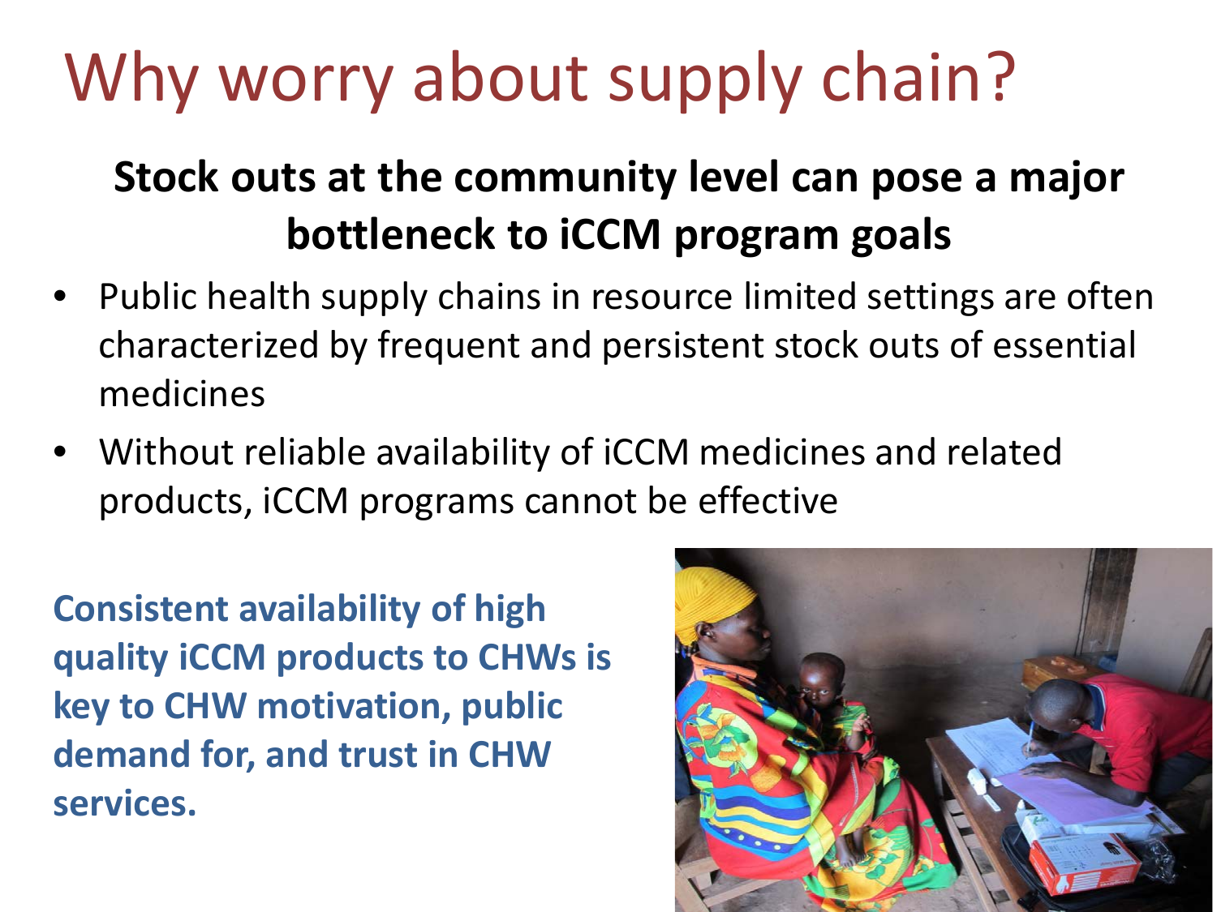# Why worry about supply chain?

**Stock outs at the community level can pose a major bottleneck to iCCM program goals**

- Public health supply chains in resource limited settings are often characterized by frequent and persistent stock outs of essential medicines
- Without reliable availability of iCCM medicines and related products, iCCM programs cannot be effective

**Consistent availability of high quality iCCM products to CHWs is key to CHW motivation, public demand for, and trust in CHW services.**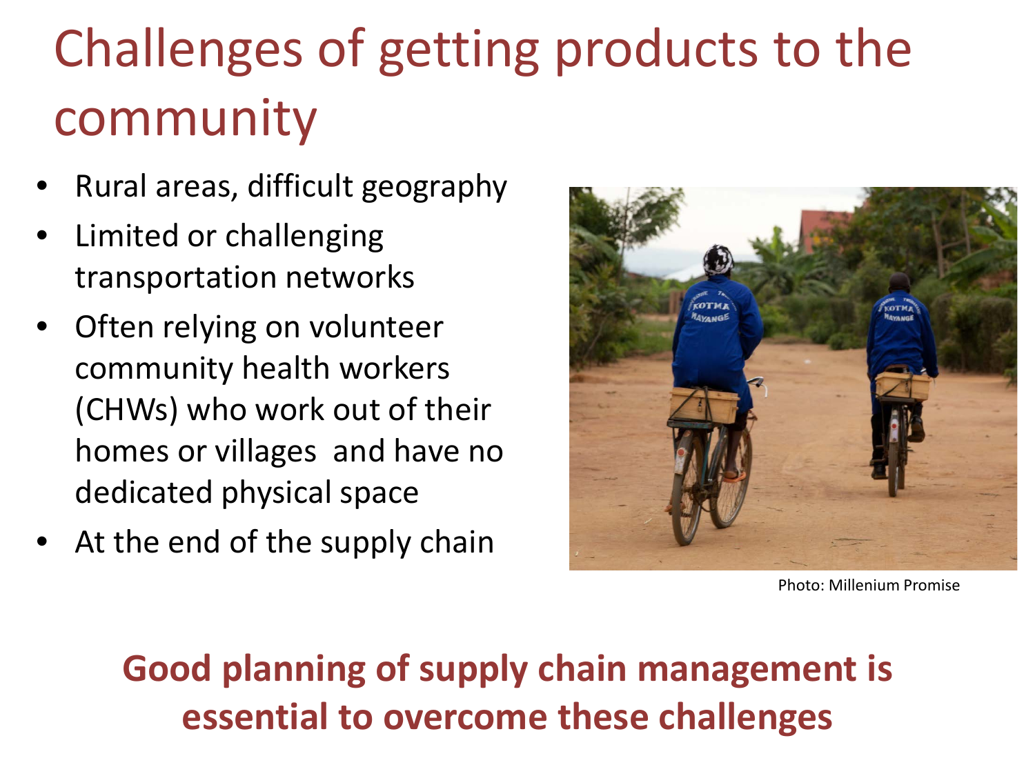# Challenges of getting products to the community

- Rural areas, difficult geography
- Limited or challenging transportation networks
- Often relying on volunteer community health workers (CHWs) who work out of their homes or villages and have no dedicated physical space
- At the end of the supply chain

Photo: Millenium Promise

**Good planning of supply chain management is essential to overcome these challenges**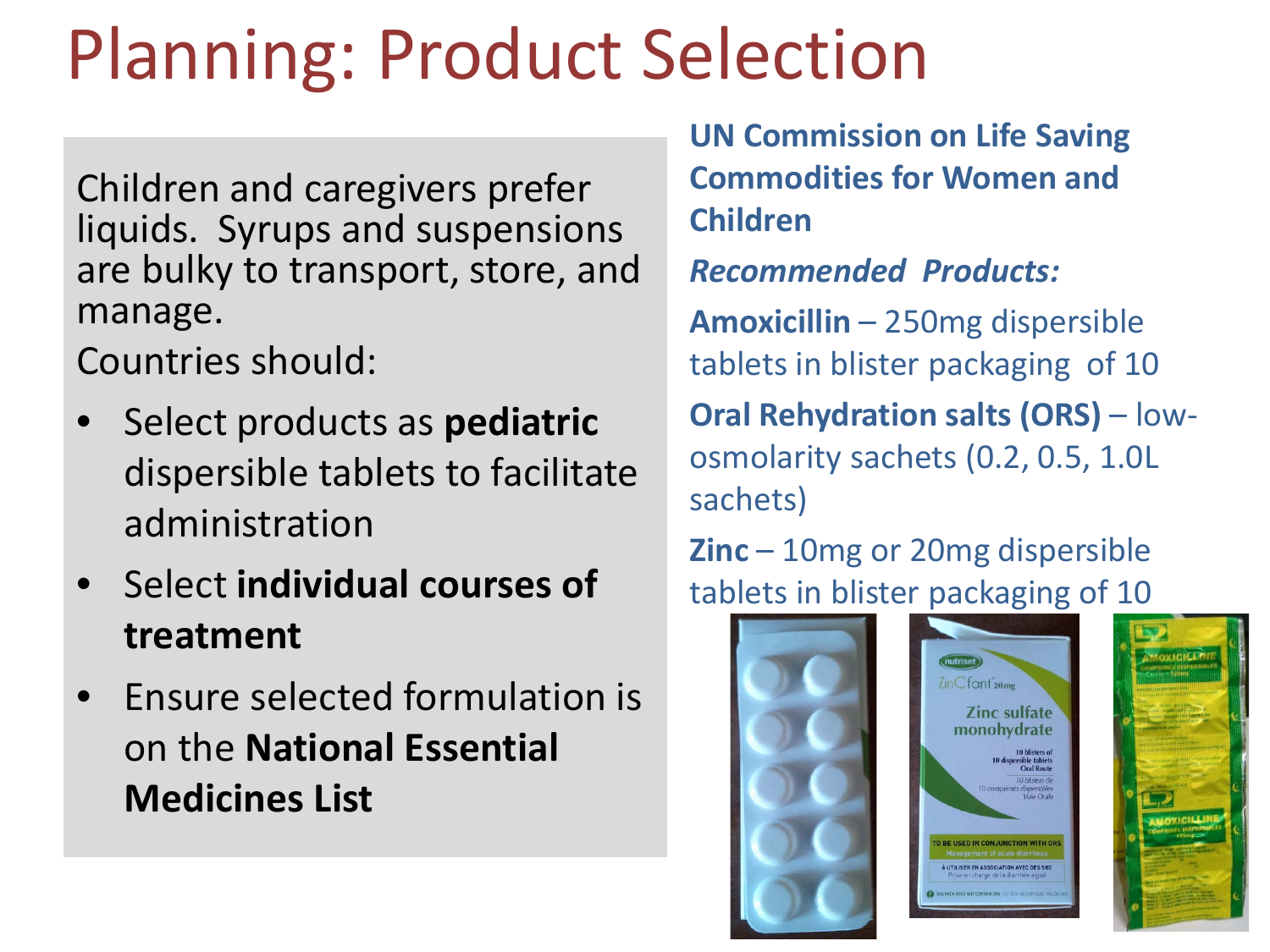# Planning: Product Selection

Children and caregivers prefer liquids. Syrups and suspensions are bulky to transport, store, and manage.

Countries should:

- Select products as **pediatric** dispersible tablets to facilitate administration
- Select **individual courses of treatment**
- Ensure selected formulation is on the **National Essential Medicines List**

**UN Commission on Life Saving Commodities for Women and Children**

***Recommended Products:***

**Amoxicillin** – 250mg dispersible tablets in blister packaging of 10

**Oral Rehydration salts (ORS)** – low-osmolarity sachets (0.2, 0.5, 1.0L sachets)

**Zinc** – 10mg or 20mg dispersible tablets in blister packaging of 10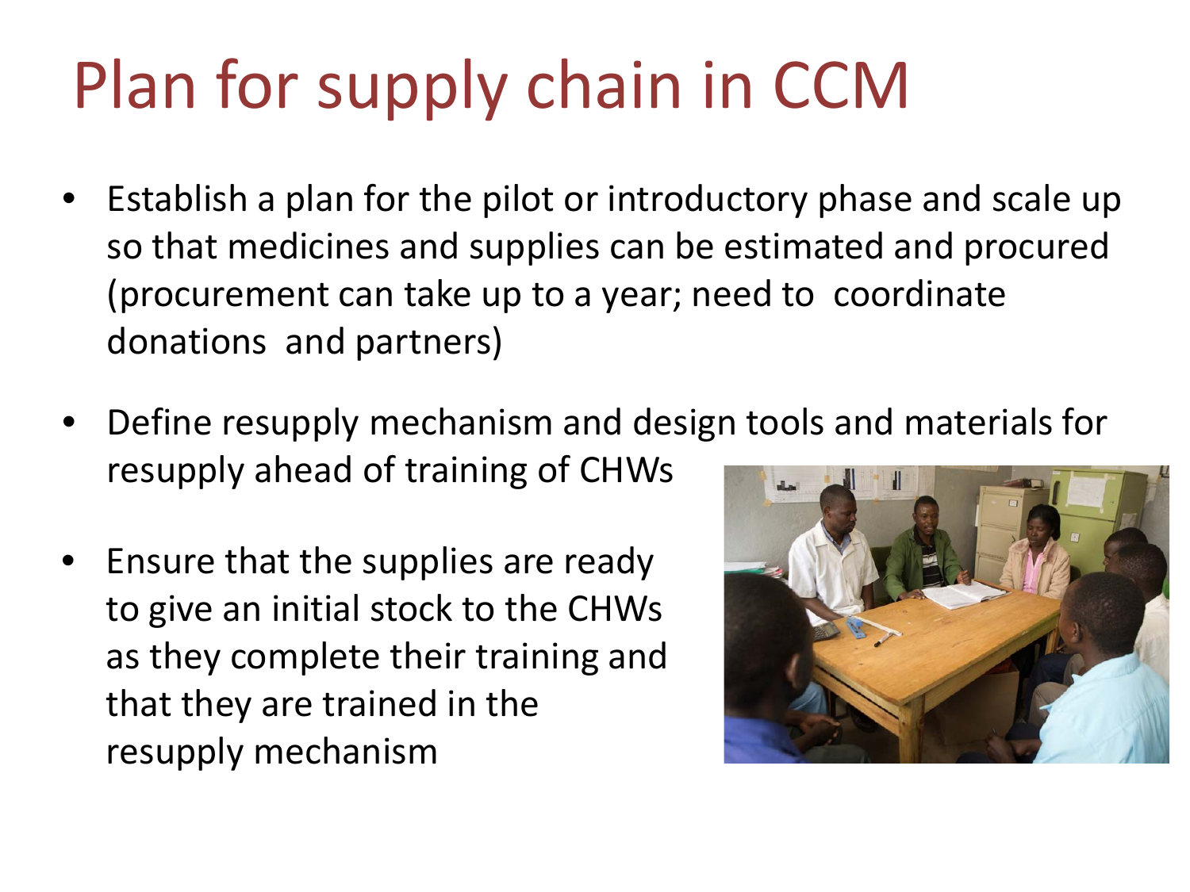# Plan for supply chain in CCM

- Establish a plan for the pilot or introductory phase and scale up so that medicines and supplies can be estimated and procured (procurement can take up to a year; need to coordinate donations and partners)
- Define resupply mechanism and design tools and materials for resupply ahead of training of CHWs
- Ensure that the supplies are ready to give an initial stock to the CHWs as they complete their training and that they are trained in the resupply mechanism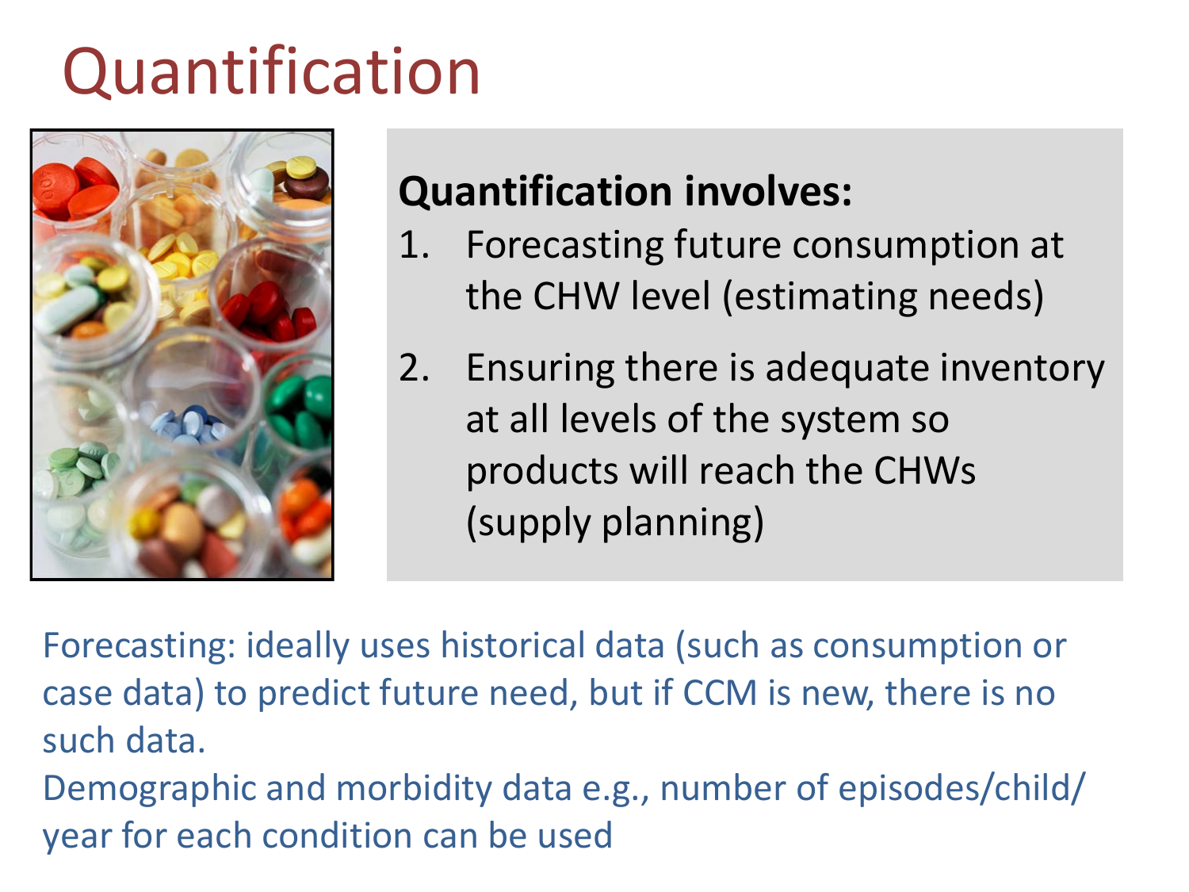# Quantification

**Quantification involves:**

1. Forecasting future consumption at the CHW level (estimating needs)
2. Ensuring there is adequate inventory at all levels of the system so products will reach the CHWs (supply planning)

Forecasting: ideally uses historical data (such as consumption or case data) to predict future need, but if CCM is new, there is no such data.

Demographic and morbidity data e.g., number of episodes/child/year for each condition can be used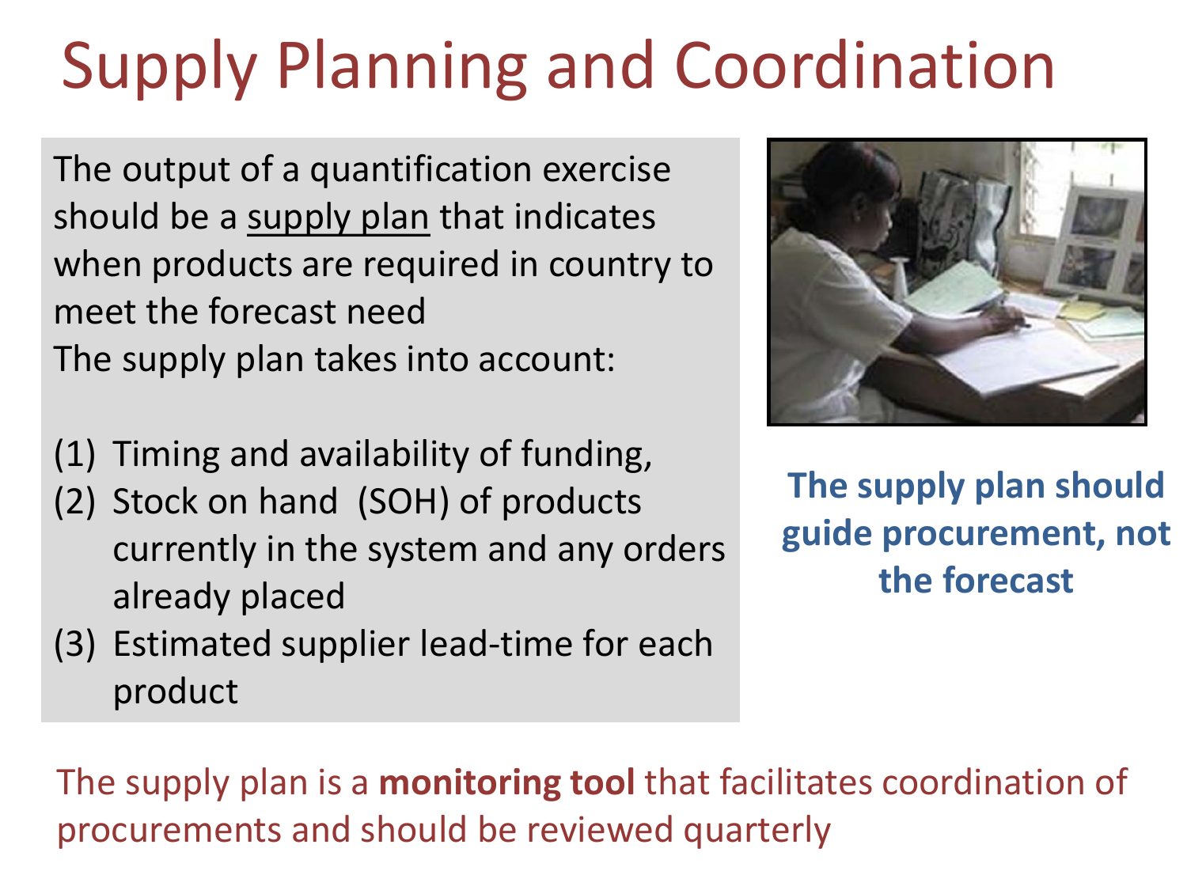# Supply Planning and Coordination

The output of a quantification exercise should be a supply plan that indicates when products are required in country to meet the forecast need

The supply plan takes into account:

1. Timing and availability of funding,
2. Stock on hand (SOH) of products currently in the system and any orders already placed
3. Estimated supplier lead-time for each product

**The supply plan should guide procurement, not the forecast**

The supply plan is a **monitoring tool** that facilitates coordination of procurements and should be reviewed quarterly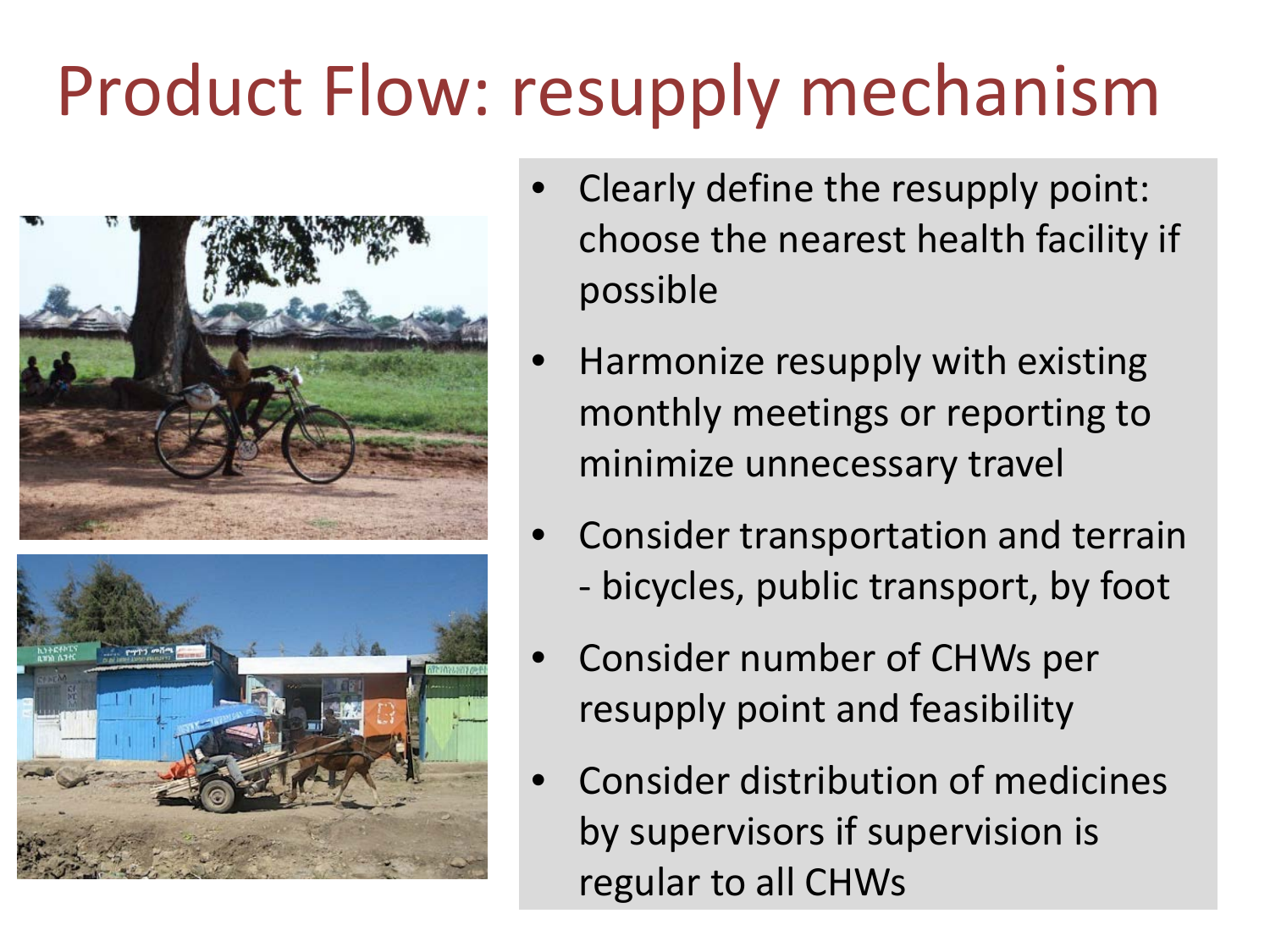# Product Flow: resupply mechanism

- Clearly define the resupply point: choose the nearest health facility if possible
- Harmonize resupply with existing monthly meetings or reporting to minimize unnecessary travel
- Consider transportation and terrain - bicycles, public transport, by foot
- Consider number of CHWs per resupply point and feasibility
- Consider distribution of medicines by supervisors if supervision is regular to all CHWs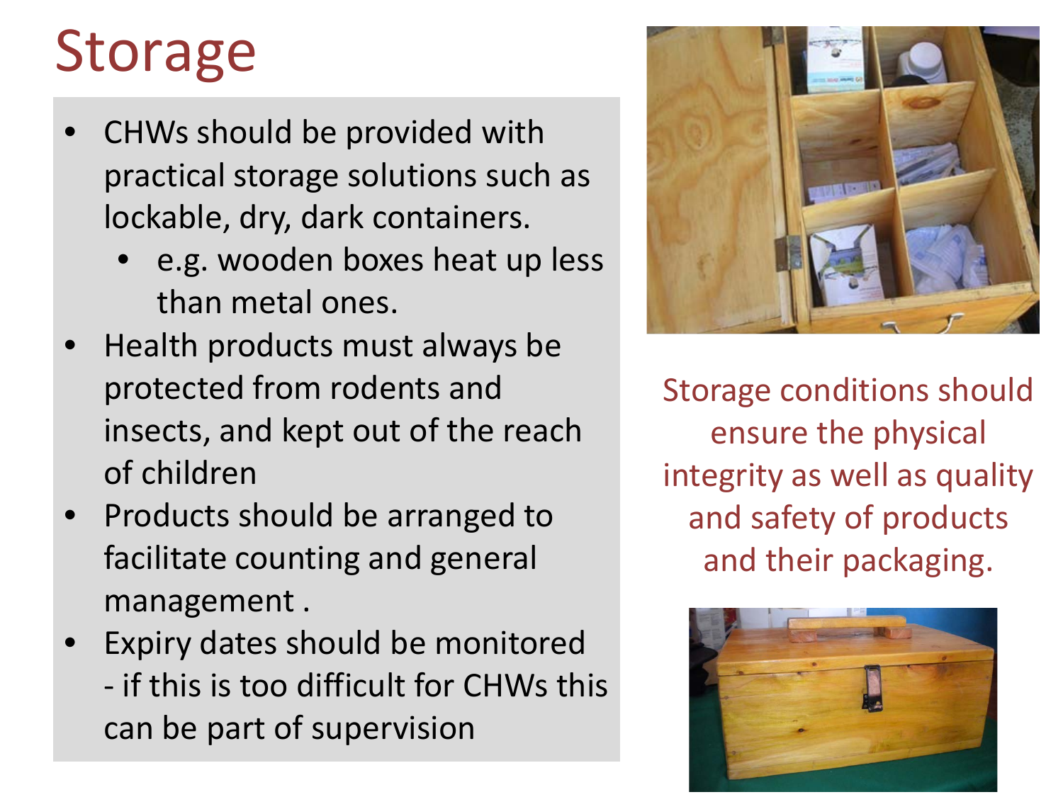# Storage

- CHWs should be provided with practical storage solutions such as lockable, dry, dark containers.
  - e.g. wooden boxes heat up less than metal ones.
- Health products must always be protected from rodents and insects, and kept out of the reach of children
- Products should be arranged to facilitate counting and general management .
- Expiry dates should be monitored - if this is too difficult for CHWs this can be part of supervision

Storage conditions should ensure the physical integrity as well as quality and safety of products and their packaging.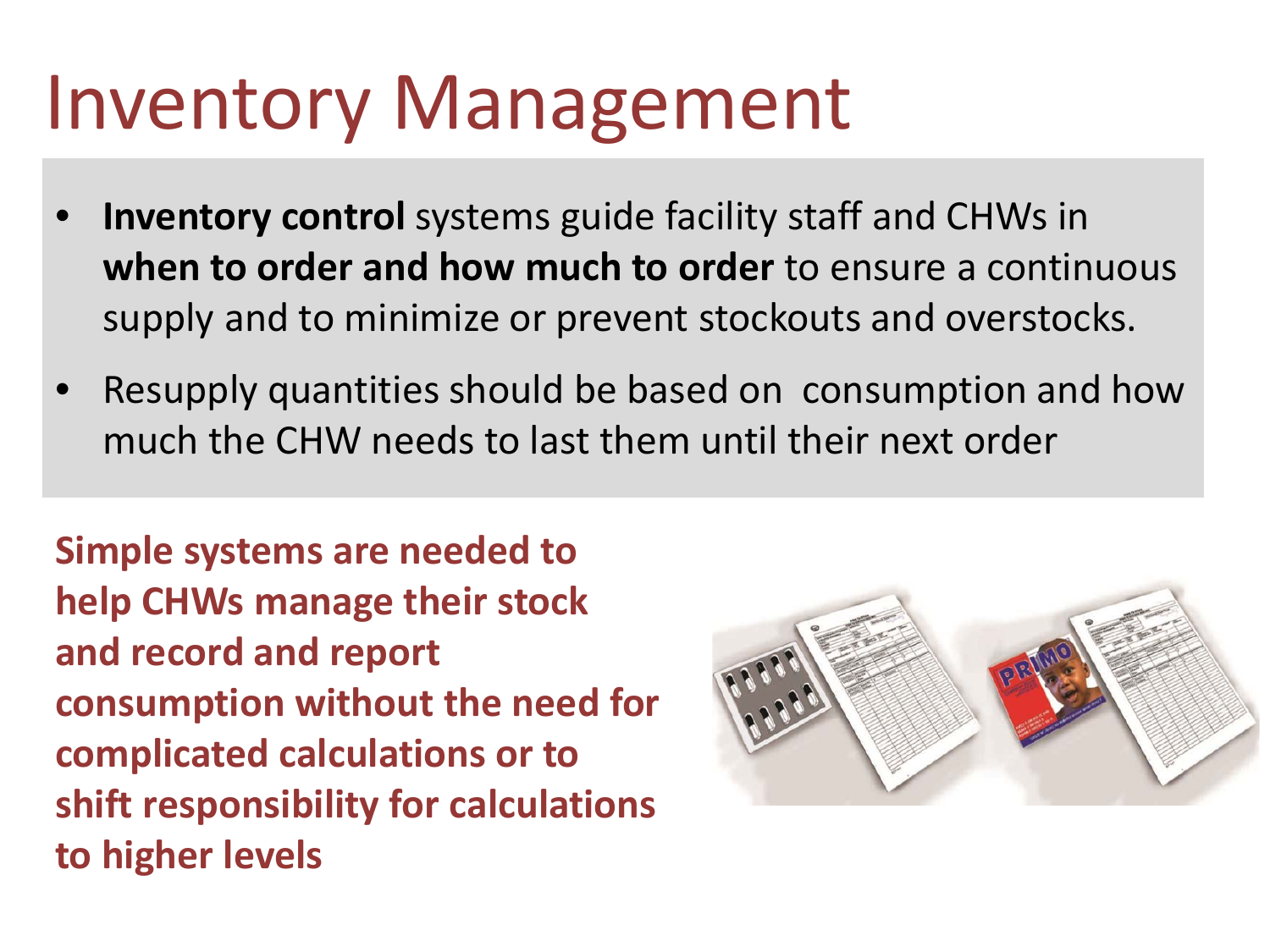# Inventory Management

- **Inventory control** systems guide facility staff and CHWs in **when to order and how much to order** to ensure a continuous supply and to minimize or prevent stockouts and overstocks.
- Resupply quantities should be based on consumption and how much the CHW needs to last them until their next order

**Simple systems are needed to help CHWs manage their stock and record and report consumption without the need for complicated calculations or to shift responsibility for calculations to higher levels**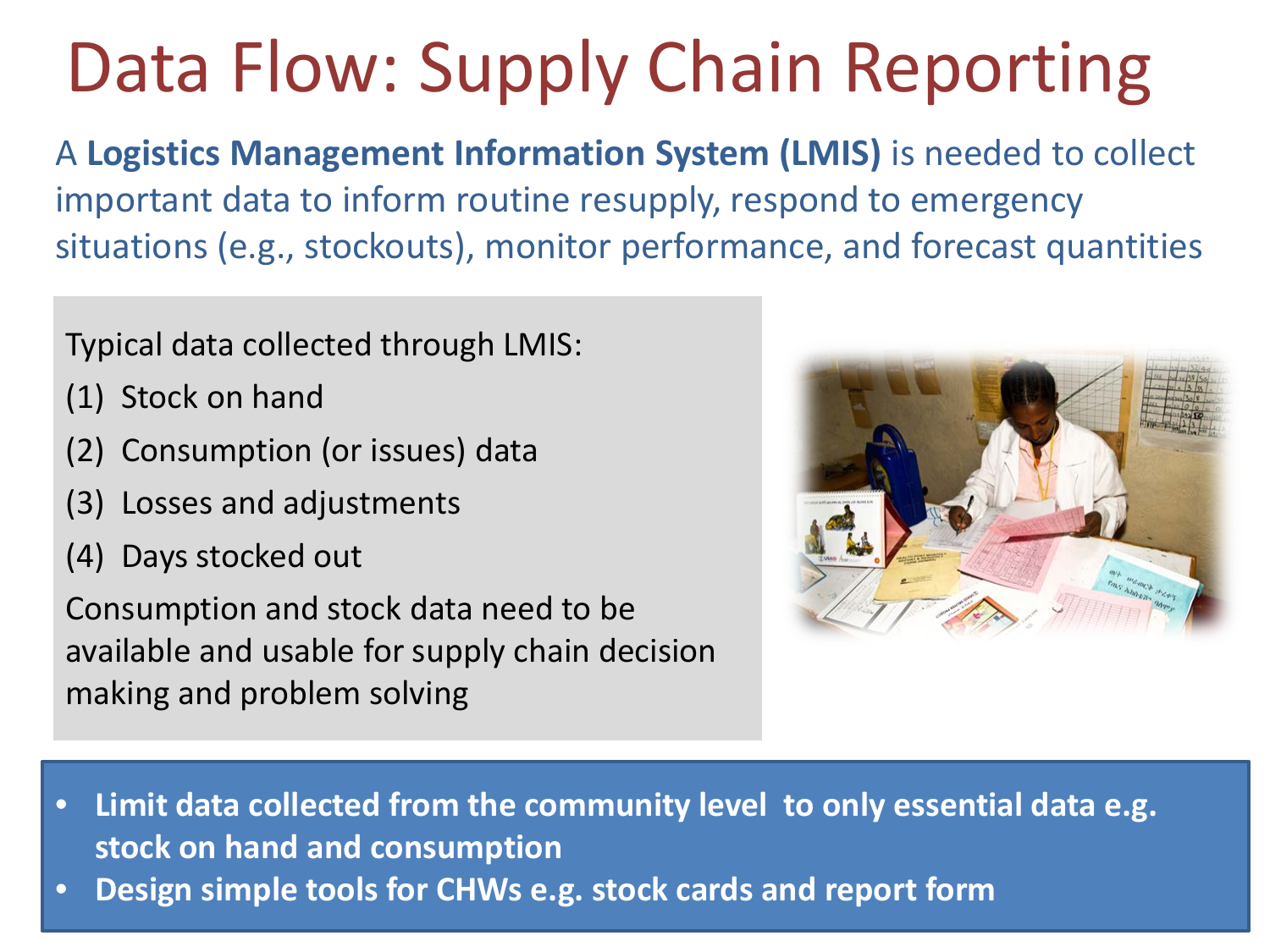# Data Flow: Supply Chain Reporting

A **Logistics Management Information System (LMIS)** is needed to collect important data to inform routine resupply, respond to emergency situations (e.g., stockouts), monitor performance, and forecast quantities

Typical data collected through LMIS:

(1) Stock on hand

(2) Consumption (or issues) data

(3) Losses and adjustments

(4) Days stocked out

Consumption and stock data need to be available and usable for supply chain decision making and problem solving

- **Limit data collected from the community level to only essential data e.g. stock on hand and consumption**
- **Design simple tools for CHWs e.g. stock cards and report form**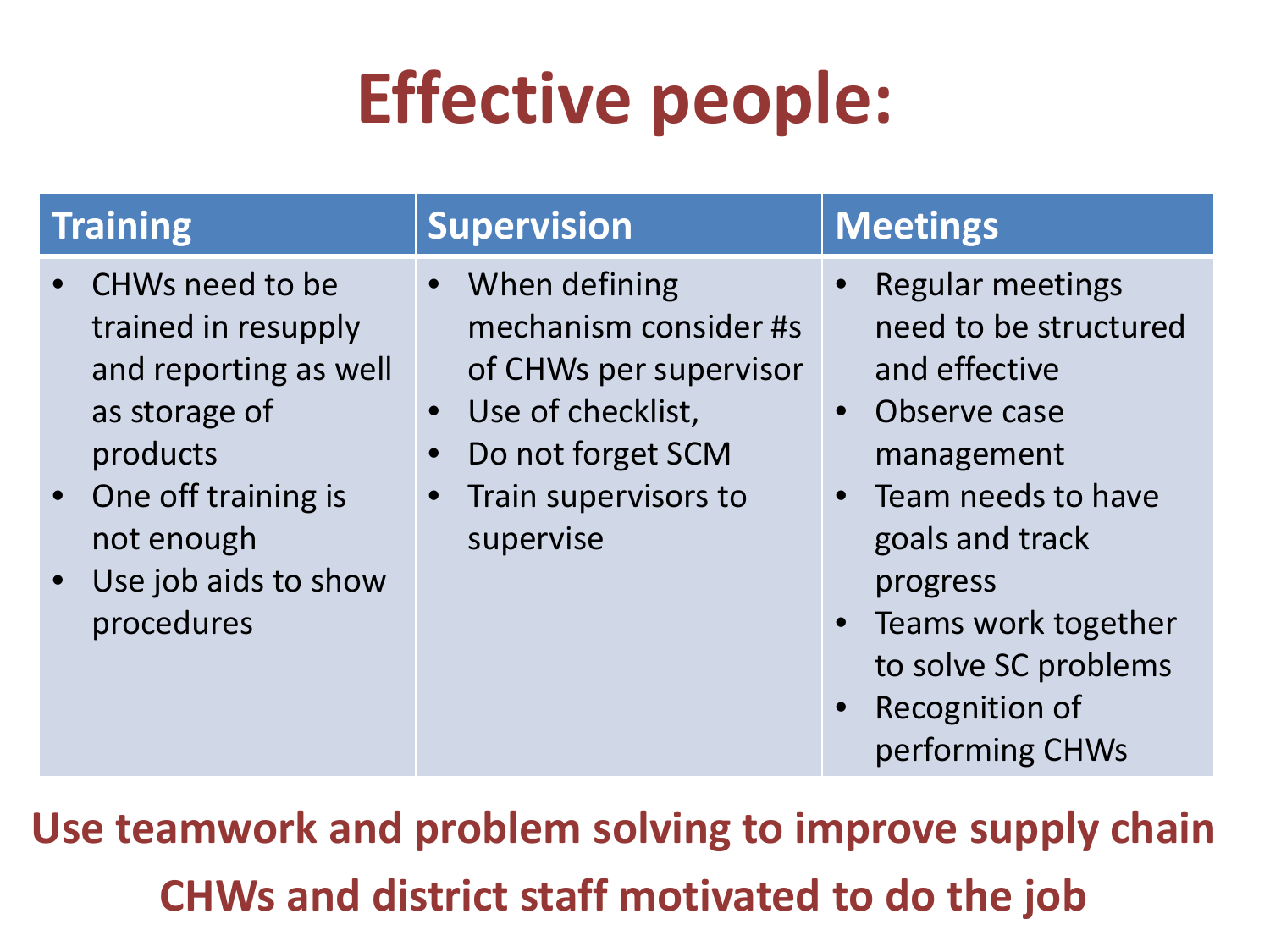# Effective people:

| Training | Supervision | Meetings |
|---|---|---|
| • CHWs need to be trained in resupply and reporting as well as storage of products<br>• One off training is not enough<br>• Use job aids to show procedures | • When defining mechanism consider #s of CHWs per supervisor<br>• Use of checklist,<br>• Do not forget SCM<br>• Train supervisors to supervise | • Regular meetings need to be structured and effective<br>• Observe case management<br>• Team needs to have goals and track progress<br>• Teams work together to solve SC problems<br>• Recognition of performing CHWs |

**Use teamwork and problem solving to improve supply chain**

**CHWs and district staff motivated to do the job**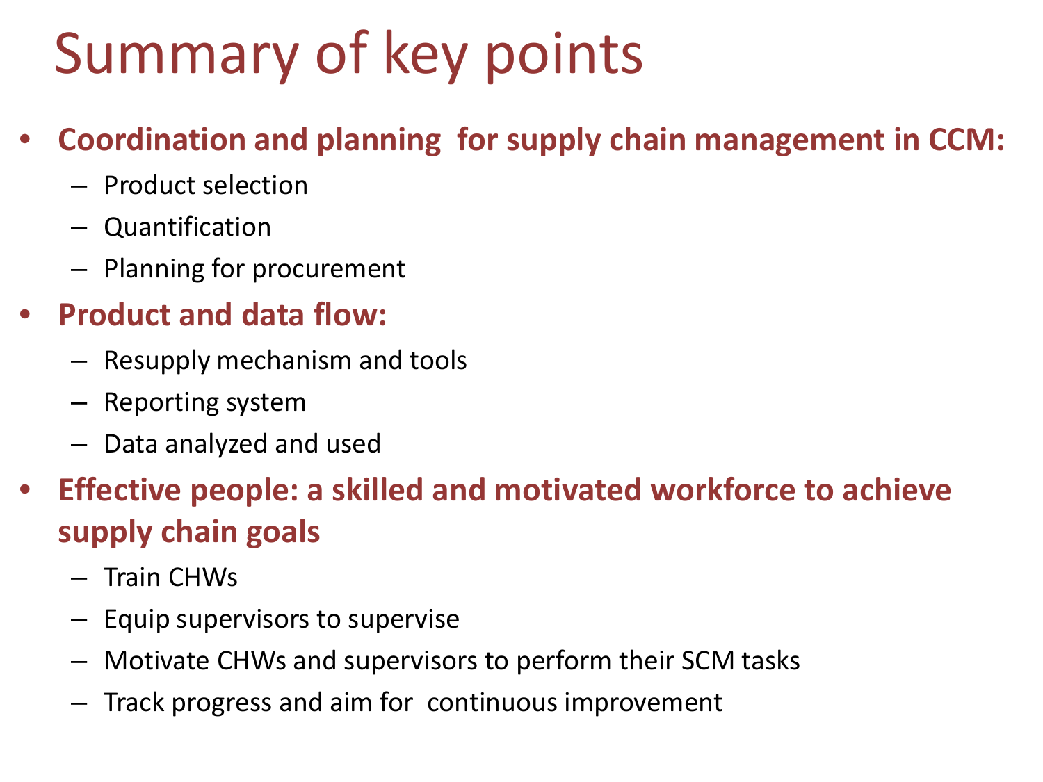# Summary of key points

- **Coordination and planning for supply chain management in CCM:**
  - Product selection
  - Quantification
  - Planning for procurement
- **Product and data flow:**
  - Resupply mechanism and tools
  - Reporting system
  - Data analyzed and used
- **Effective people: a skilled and motivated workforce to achieve supply chain goals**
  - Train CHWs
  - Equip supervisors to supervise
  - Motivate CHWs and supervisors to perform their SCM tasks
  - Track progress and aim for continuous improvement